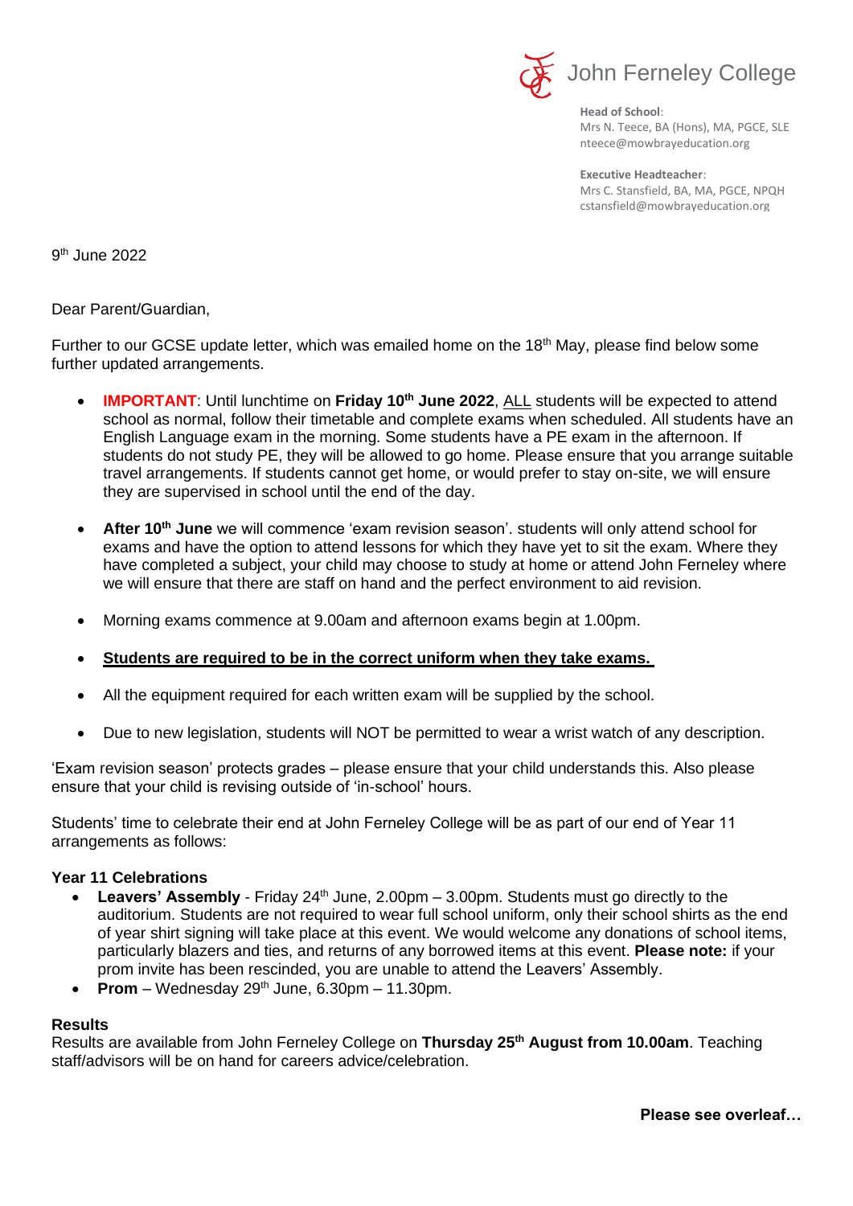John Ferneley College

**Head of School**:
Mrs N. Teece, BA (Hons), MA, PGCE, SLE
nteece@mowbrayeducation.org

**Executive Headteacher**:
Mrs C. Stansfield, BA, MA, PGCE, NPQH
cstansfield@mowbrayeducation.org

9th June 2022

Dear Parent/Guardian,

Further to our GCSE update letter, which was emailed home on the 18th May, please find below some further updated arrangements.

- **IMPORTANT**: Until lunchtime on **Friday 10th June 2022**, ALL students will be expected to attend school as normal, follow their timetable and complete exams when scheduled. All students have an English Language exam in the morning. Some students have a PE exam in the afternoon. If students do not study PE, they will be allowed to go home. Please ensure that you arrange suitable travel arrangements. If students cannot get home, or would prefer to stay on-site, we will ensure they are supervised in school until the end of the day.
- **After 10th June** we will commence 'exam revision season'. students will only attend school for exams and have the option to attend lessons for which they have yet to sit the exam. Where they have completed a subject, your child may choose to study at home or attend John Ferneley where we will ensure that there are staff on hand and the perfect environment to aid revision.
- Morning exams commence at 9.00am and afternoon exams begin at 1.00pm.
- **Students are required to be in the correct uniform when they take exams.**
- All the equipment required for each written exam will be supplied by the school.
- Due to new legislation, students will NOT be permitted to wear a wrist watch of any description.

'Exam revision season' protects grades – please ensure that your child understands this. Also please ensure that your child is revising outside of 'in-school' hours.

Students' time to celebrate their end at John Ferneley College will be as part of our end of Year 11 arrangements as follows:

### Year 11 Celebrations

- **Leavers' Assembly** - Friday 24th June, 2.00pm – 3.00pm. Students must go directly to the auditorium. Students are not required to wear full school uniform, only their school shirts as the end of year shirt signing will take place at this event. We would welcome any donations of school items, particularly blazers and ties, and returns of any borrowed items at this event. **Please note:** if your prom invite has been rescinded, you are unable to attend the Leavers' Assembly.
- **Prom** – Wednesday 29th June, 6.30pm – 11.30pm.

### Results

Results are available from John Ferneley College on **Thursday 25th August from 10.00am**. Teaching staff/advisors will be on hand for careers advice/celebration.

**Please see overleaf…**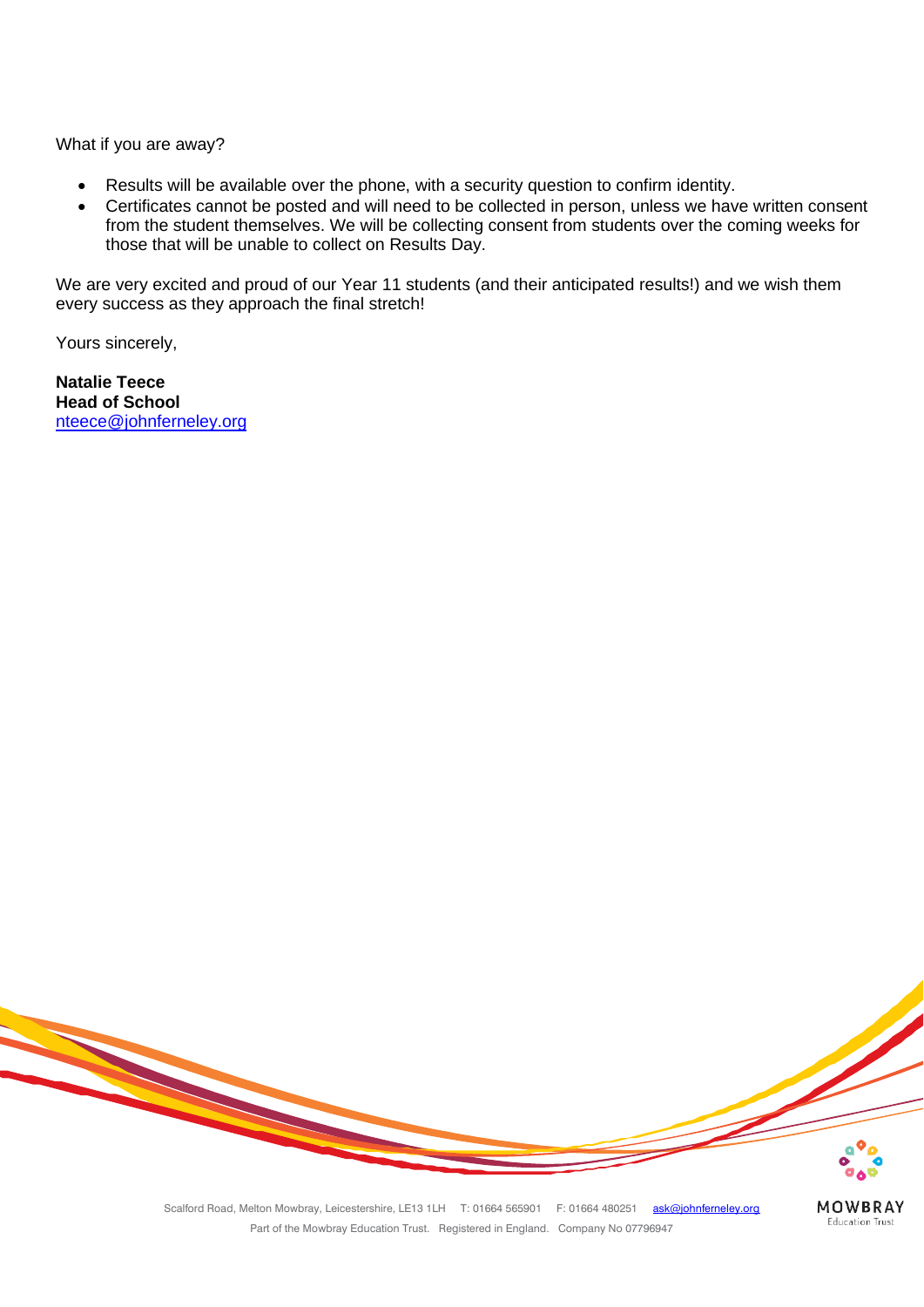What if you are away?

- Results will be available over the phone, with a security question to confirm identity.
- Certificates cannot be posted and will need to be collected in person, unless we have written consent from the student themselves. We will be collecting consent from students over the coming weeks for those that will be unable to collect on Results Day.

We are very excited and proud of our Year 11 students (and their anticipated results!) and we wish them every success as they approach the final stretch!

Yours sincerely,

**Natalie Teece**
**Head of School**
nteece@johnferneley.org